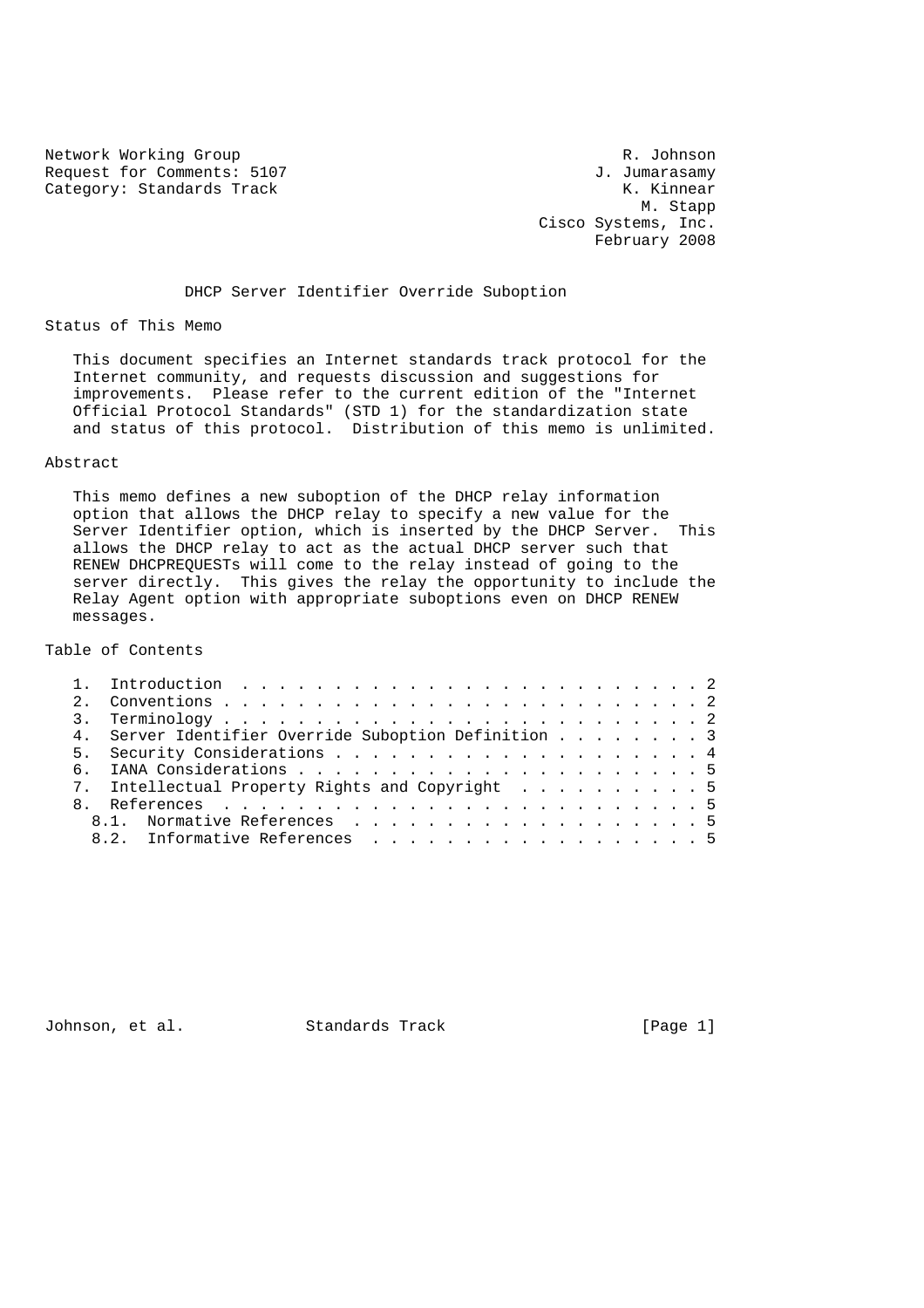Network Working Group: R. Johnson
Request for Comments: 5107: J. Jumarasamy
Category: Standards Track: K. Kinnear
M. Stapp
Cisco Systems, Inc.
February 2008

# DHCP Server Identifier Override Suboption

## Status of This Memo

This document specifies an Internet standards track protocol for the Internet community, and requests discussion and suggestions for improvements. Please refer to the current edition of the "Internet Official Protocol Standards" (STD 1) for the standardization state and status of this protocol. Distribution of this memo is unlimited.

## Abstract

This memo defines a new suboption of the DHCP relay information option that allows the DHCP relay to specify a new value for the Server Identifier option, which is inserted by the DHCP Server. This allows the DHCP relay to act as the actual DHCP server such that RENEW DHCPREQUESTs will come to the relay instead of going to the server directly. This gives the relay the opportunity to include the Relay Agent option with appropriate suboptions even on DHCP RENEW messages.

## Table of Contents

1. Introduction . . . . . . . . . . . . . . . . . . . . . . . . . 2
2. Conventions . . . . . . . . . . . . . . . . . . . . . . . . . . 2
3. Terminology . . . . . . . . . . . . . . . . . . . . . . . . . . 2
4. Server Identifier Override Suboption Definition . . . . . . . . 3
5. Security Considerations . . . . . . . . . . . . . . . . . . . . 4
6. IANA Considerations . . . . . . . . . . . . . . . . . . . . . . 5
7. Intellectual Property Rights and Copyright . . . . . . . . . . 5
8. References . . . . . . . . . . . . . . . . . . . . . . . . . . 5
   8.1. Normative References . . . . . . . . . . . . . . . . . . . 5
   8.2. Informative References . . . . . . . . . . . . . . . . . . 5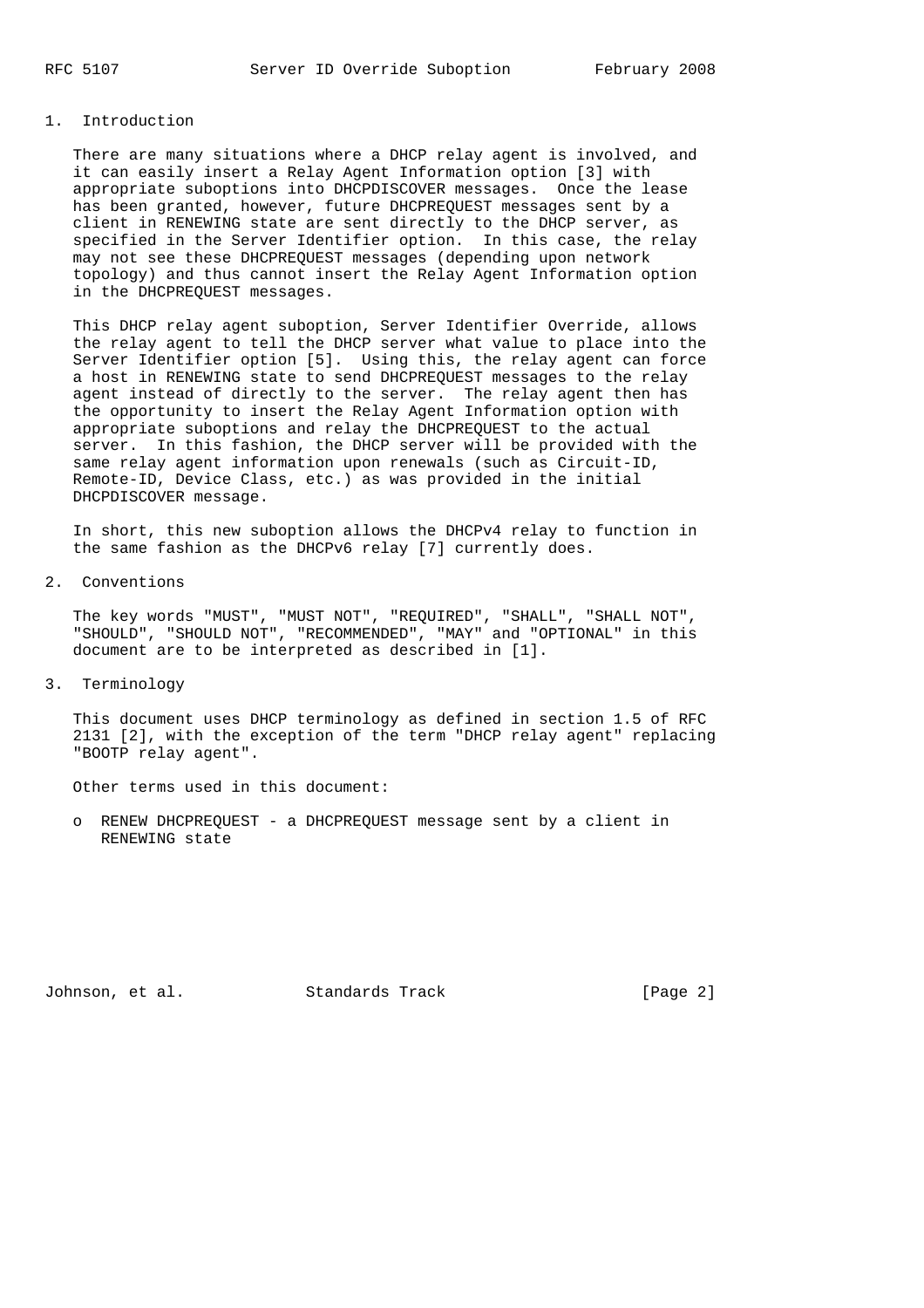## 1. Introduction

There are many situations where a DHCP relay agent is involved, and it can easily insert a Relay Agent Information option [3] with appropriate suboptions into DHCPDISCOVER messages. Once the lease has been granted, however, future DHCPREQUEST messages sent by a client in RENEWING state are sent directly to the DHCP server, as specified in the Server Identifier option. In this case, the relay may not see these DHCPREQUEST messages (depending upon network topology) and thus cannot insert the Relay Agent Information option in the DHCPREQUEST messages.

This DHCP relay agent suboption, Server Identifier Override, allows the relay agent to tell the DHCP server what value to place into the Server Identifier option [5]. Using this, the relay agent can force a host in RENEWING state to send DHCPREQUEST messages to the relay agent instead of directly to the server. The relay agent then has the opportunity to insert the Relay Agent Information option with appropriate suboptions and relay the DHCPREQUEST to the actual server. In this fashion, the DHCP server will be provided with the same relay agent information upon renewals (such as Circuit-ID, Remote-ID, Device Class, etc.) as was provided in the initial DHCPDISCOVER message.

In short, this new suboption allows the DHCPv4 relay to function in the same fashion as the DHCPv6 relay [7] currently does.

## 2. Conventions

The key words "MUST", "MUST NOT", "REQUIRED", "SHALL", "SHALL NOT", "SHOULD", "SHOULD NOT", "RECOMMENDED", "MAY" and "OPTIONAL" in this document are to be interpreted as described in [1].

## 3. Terminology

This document uses DHCP terminology as defined in section 1.5 of RFC 2131 [2], with the exception of the term "DHCP relay agent" replacing "BOOTP relay agent".

Other terms used in this document:

- RENEW DHCPREQUEST - a DHCPREQUEST message sent by a client in RENEWING state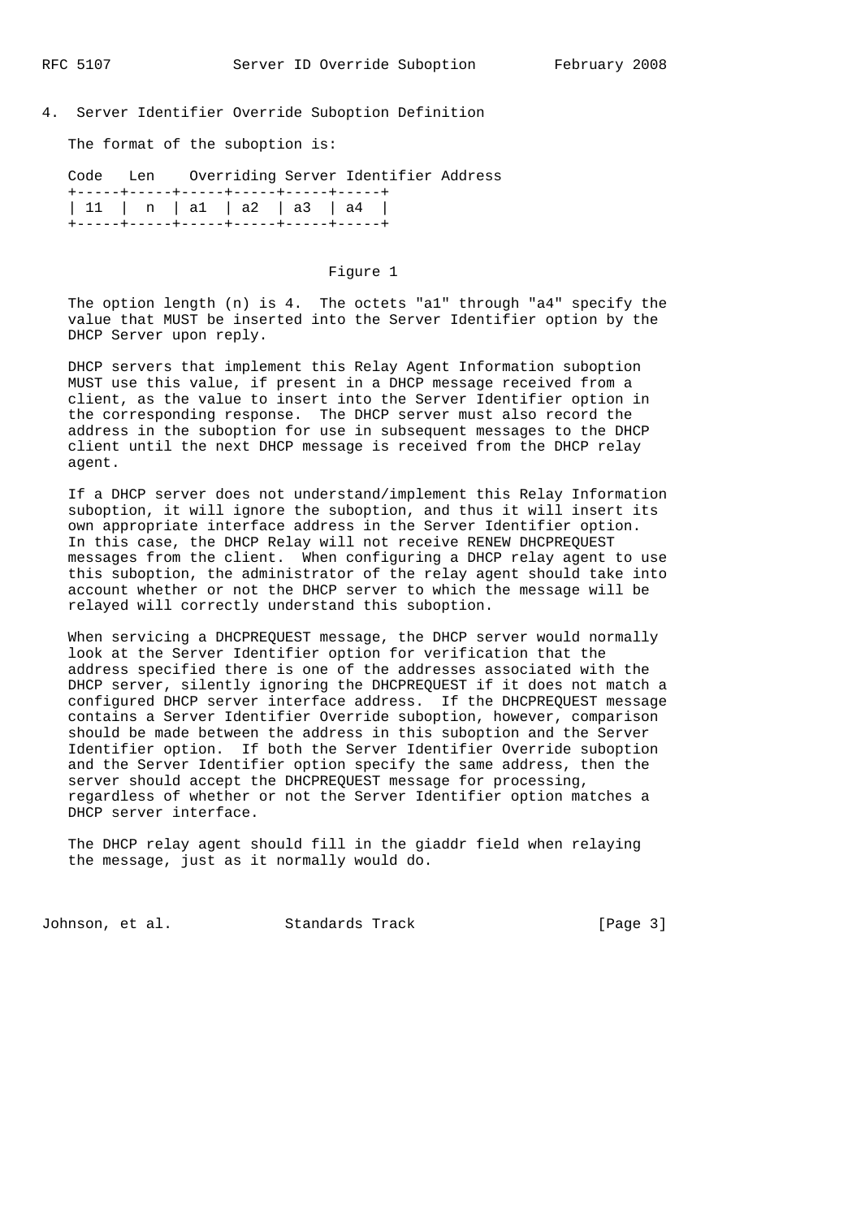## 4. Server Identifier Override Suboption Definition

The format of the suboption is:

```
Code   Len    Overriding Server Identifier Address
+-----+-----+-----+-----+-----+-----+
| 11  |  n  | a1  | a2  | a3  | a4  |
+-----+-----+-----+-----+-----+-----+
```

Figure 1

The option length (n) is 4. The octets "a1" through "a4" specify the value that MUST be inserted into the Server Identifier option by the DHCP Server upon reply.

DHCP servers that implement this Relay Agent Information suboption MUST use this value, if present in a DHCP message received from a client, as the value to insert into the Server Identifier option in the corresponding response. The DHCP server must also record the address in the suboption for use in subsequent messages to the DHCP client until the next DHCP message is received from the DHCP relay agent.

If a DHCP server does not understand/implement this Relay Information suboption, it will ignore the suboption, and thus it will insert its own appropriate interface address in the Server Identifier option. In this case, the DHCP Relay will not receive RENEW DHCPREQUEST messages from the client. When configuring a DHCP relay agent to use this suboption, the administrator of the relay agent should take into account whether or not the DHCP server to which the message will be relayed will correctly understand this suboption.

When servicing a DHCPREQUEST message, the DHCP server would normally look at the Server Identifier option for verification that the address specified there is one of the addresses associated with the DHCP server, silently ignoring the DHCPREQUEST if it does not match a configured DHCP server interface address. If the DHCPREQUEST message contains a Server Identifier Override suboption, however, comparison should be made between the address in this suboption and the Server Identifier option. If both the Server Identifier Override suboption and the Server Identifier option specify the same address, then the server should accept the DHCPREQUEST message for processing, regardless of whether or not the Server Identifier option matches a DHCP server interface.

The DHCP relay agent should fill in the giaddr field when relaying the message, just as it normally would do.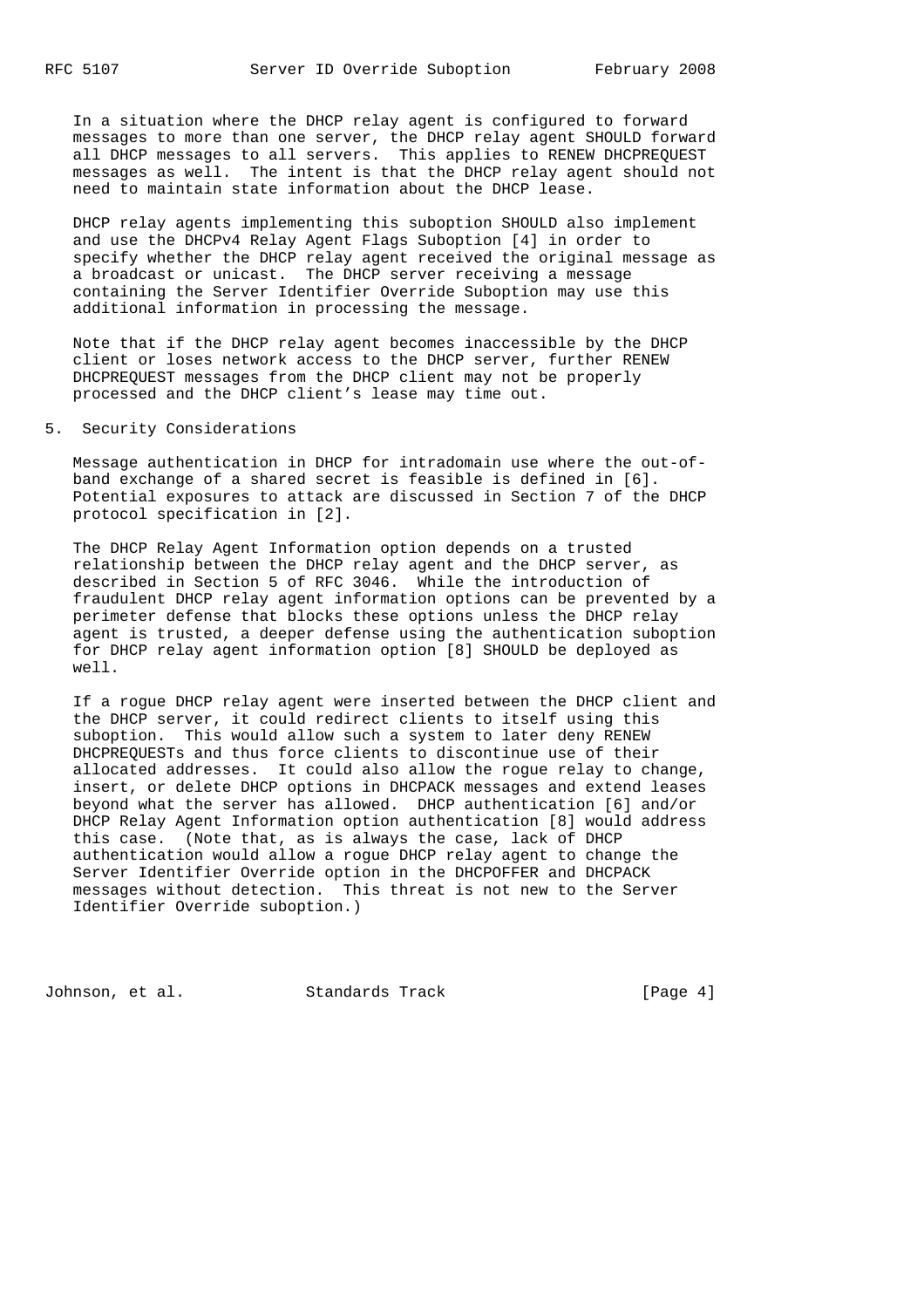In a situation where the DHCP relay agent is configured to forward messages to more than one server, the DHCP relay agent SHOULD forward all DHCP messages to all servers. This applies to RENEW DHCPREQUEST messages as well. The intent is that the DHCP relay agent should not need to maintain state information about the DHCP lease.

DHCP relay agents implementing this suboption SHOULD also implement and use the DHCPv4 Relay Agent Flags Suboption [4] in order to specify whether the DHCP relay agent received the original message as a broadcast or unicast. The DHCP server receiving a message containing the Server Identifier Override Suboption may use this additional information in processing the message.

Note that if the DHCP relay agent becomes inaccessible by the DHCP client or loses network access to the DHCP server, further RENEW DHCPREQUEST messages from the DHCP client may not be properly processed and the DHCP client's lease may time out.

## 5. Security Considerations

Message authentication in DHCP for intradomain use where the out-of-band exchange of a shared secret is feasible is defined in [6]. Potential exposures to attack are discussed in Section 7 of the DHCP protocol specification in [2].

The DHCP Relay Agent Information option depends on a trusted relationship between the DHCP relay agent and the DHCP server, as described in Section 5 of RFC 3046. While the introduction of fraudulent DHCP relay agent information options can be prevented by a perimeter defense that blocks these options unless the DHCP relay agent is trusted, a deeper defense using the authentication suboption for DHCP relay agent information option [8] SHOULD be deployed as well.

If a rogue DHCP relay agent were inserted between the DHCP client and the DHCP server, it could redirect clients to itself using this suboption. This would allow such a system to later deny RENEW DHCPREQUESTs and thus force clients to discontinue use of their allocated addresses. It could also allow the rogue relay to change, insert, or delete DHCP options in DHCPACK messages and extend leases beyond what the server has allowed. DHCP authentication [6] and/or DHCP Relay Agent Information option authentication [8] would address this case. (Note that, as is always the case, lack of DHCP authentication would allow a rogue DHCP relay agent to change the Server Identifier Override option in the DHCPOFFER and DHCPACK messages without detection. This threat is not new to the Server Identifier Override suboption.)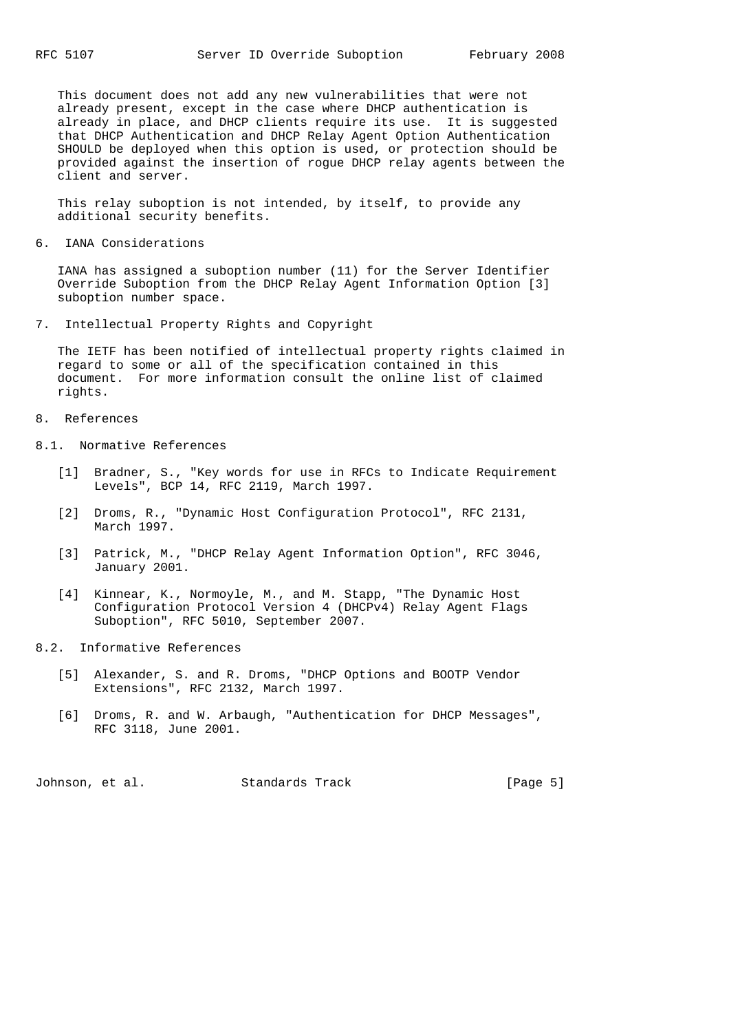This document does not add any new vulnerabilities that were not already present, except in the case where DHCP authentication is already in place, and DHCP clients require its use. It is suggested that DHCP Authentication and DHCP Relay Agent Option Authentication SHOULD be deployed when this option is used, or protection should be provided against the insertion of rogue DHCP relay agents between the client and server.

This relay suboption is not intended, by itself, to provide any additional security benefits.

## 6. IANA Considerations

IANA has assigned a suboption number (11) for the Server Identifier Override Suboption from the DHCP Relay Agent Information Option [3] suboption number space.

## 7. Intellectual Property Rights and Copyright

The IETF has been notified of intellectual property rights claimed in regard to some or all of the specification contained in this document. For more information consult the online list of claimed rights.

## 8. References

### 8.1. Normative References

[1] Bradner, S., "Key words for use in RFCs to Indicate Requirement Levels", BCP 14, RFC 2119, March 1997.

[2] Droms, R., "Dynamic Host Configuration Protocol", RFC 2131, March 1997.

[3] Patrick, M., "DHCP Relay Agent Information Option", RFC 3046, January 2001.

[4] Kinnear, K., Normoyle, M., and M. Stapp, "The Dynamic Host Configuration Protocol Version 4 (DHCPv4) Relay Agent Flags Suboption", RFC 5010, September 2007.

### 8.2. Informative References

[5] Alexander, S. and R. Droms, "DHCP Options and BOOTP Vendor Extensions", RFC 2132, March 1997.

[6] Droms, R. and W. Arbaugh, "Authentication for DHCP Messages", RFC 3118, June 2001.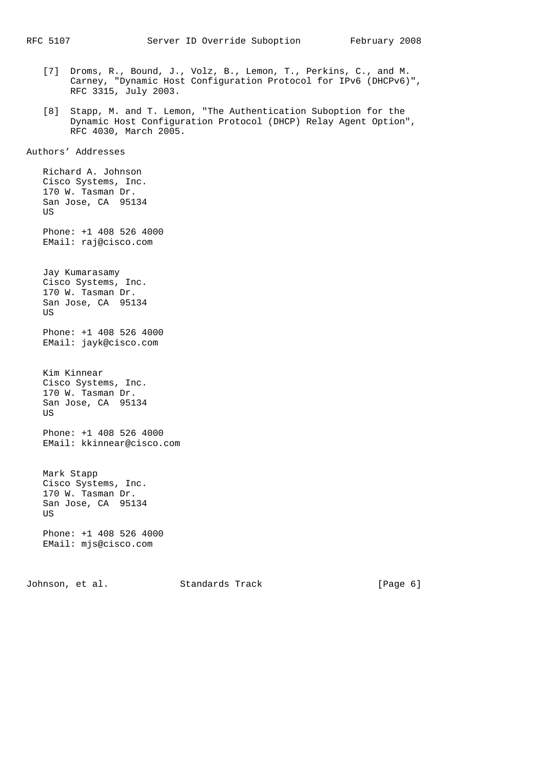[7] Droms, R., Bound, J., Volz, B., Lemon, T., Perkins, C., and M. Carney, "Dynamic Host Configuration Protocol for IPv6 (DHCPv6)", RFC 3315, July 2003.

[8] Stapp, M. and T. Lemon, "The Authentication Suboption for the Dynamic Host Configuration Protocol (DHCP) Relay Agent Option", RFC 4030, March 2005.

## Authors' Addresses

Richard A. Johnson
Cisco Systems, Inc.
170 W. Tasman Dr.
San Jose, CA 95134
US

Phone: +1 408 526 4000
EMail: raj@cisco.com

Jay Kumarasamy
Cisco Systems, Inc.
170 W. Tasman Dr.
San Jose, CA 95134
US

Phone: +1 408 526 4000
EMail: jayk@cisco.com

Kim Kinnear
Cisco Systems, Inc.
170 W. Tasman Dr.
San Jose, CA 95134
US

Phone: +1 408 526 4000
EMail: kkinnear@cisco.com

Mark Stapp
Cisco Systems, Inc.
170 W. Tasman Dr.
San Jose, CA 95134
US

Phone: +1 408 526 4000
EMail: mjs@cisco.com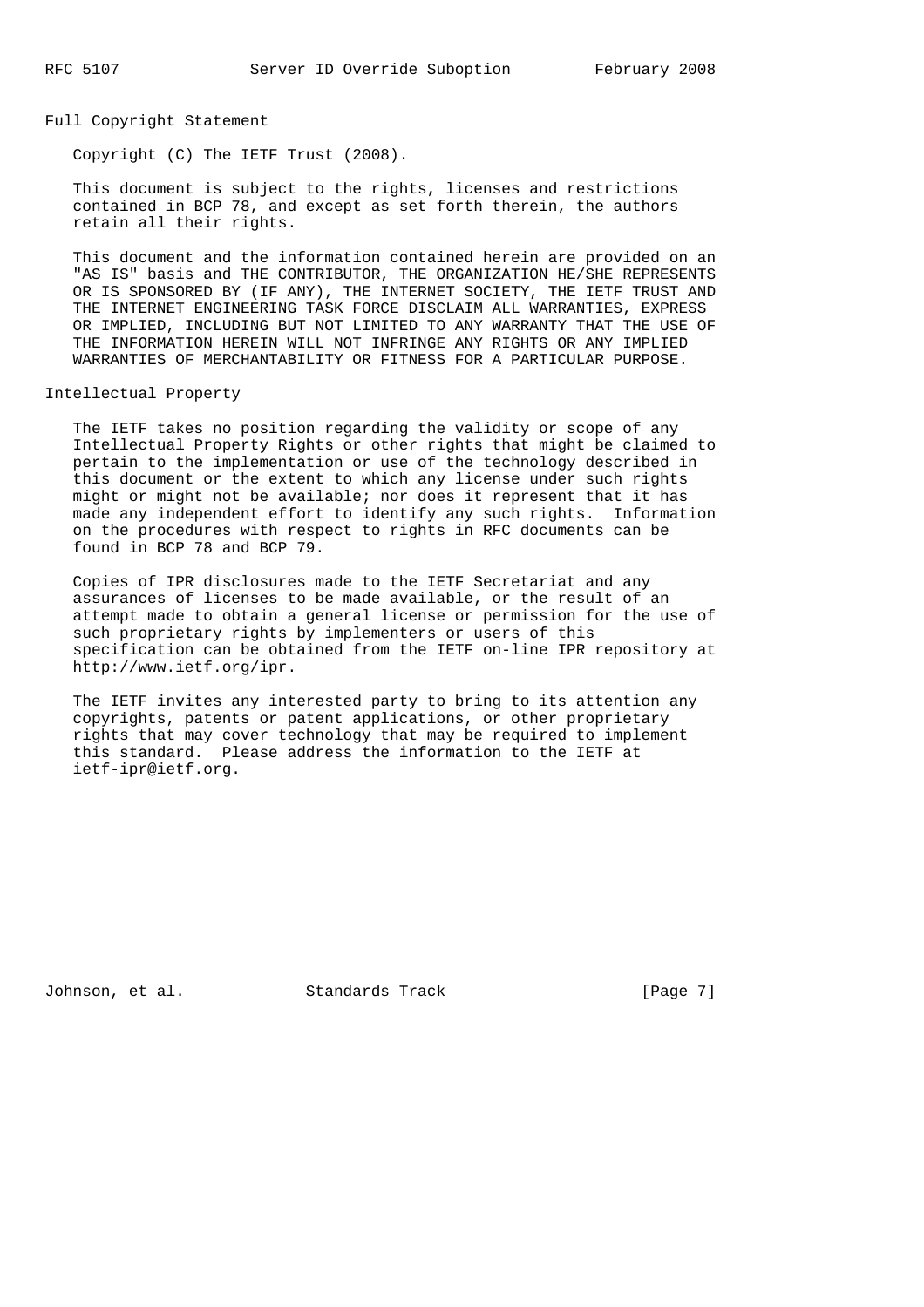## Full Copyright Statement

Copyright (C) The IETF Trust (2008).

This document is subject to the rights, licenses and restrictions contained in BCP 78, and except as set forth therein, the authors retain all their rights.

This document and the information contained herein are provided on an "AS IS" basis and THE CONTRIBUTOR, THE ORGANIZATION HE/SHE REPRESENTS OR IS SPONSORED BY (IF ANY), THE INTERNET SOCIETY, THE IETF TRUST AND THE INTERNET ENGINEERING TASK FORCE DISCLAIM ALL WARRANTIES, EXPRESS OR IMPLIED, INCLUDING BUT NOT LIMITED TO ANY WARRANTY THAT THE USE OF THE INFORMATION HEREIN WILL NOT INFRINGE ANY RIGHTS OR ANY IMPLIED WARRANTIES OF MERCHANTABILITY OR FITNESS FOR A PARTICULAR PURPOSE.

## Intellectual Property

The IETF takes no position regarding the validity or scope of any Intellectual Property Rights or other rights that might be claimed to pertain to the implementation or use of the technology described in this document or the extent to which any license under such rights might or might not be available; nor does it represent that it has made any independent effort to identify any such rights. Information on the procedures with respect to rights in RFC documents can be found in BCP 78 and BCP 79.

Copies of IPR disclosures made to the IETF Secretariat and any assurances of licenses to be made available, or the result of an attempt made to obtain a general license or permission for the use of such proprietary rights by implementers or users of this specification can be obtained from the IETF on-line IPR repository at http://www.ietf.org/ipr.

The IETF invites any interested party to bring to its attention any copyrights, patents or patent applications, or other proprietary rights that may cover technology that may be required to implement this standard. Please address the information to the IETF at ietf-ipr@ietf.org.